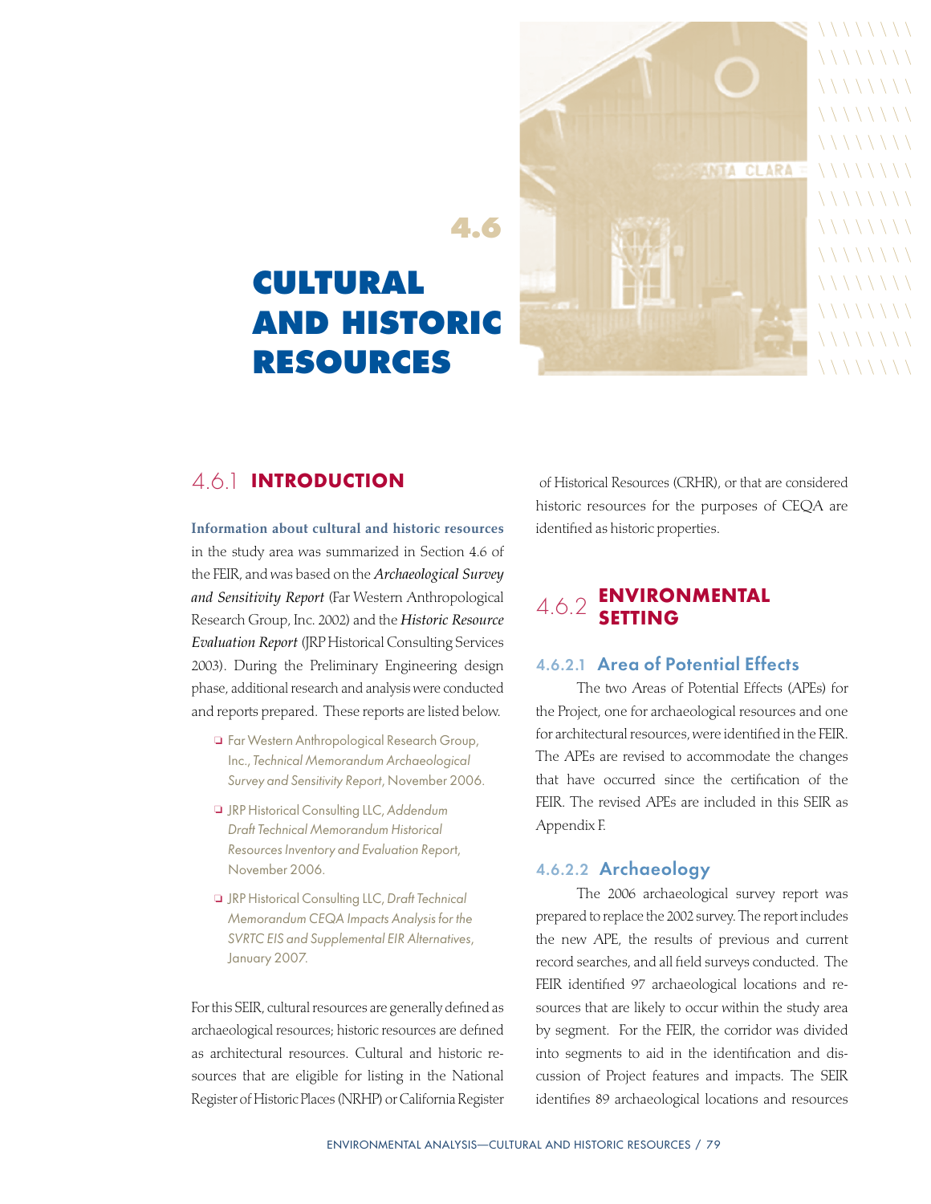# 4.6 CULTURAL AND HISTORIC RESOURCES

## 4.6.1 INTRODUCTION

**Information about cultural and historic resources** in the study area was summarized in Section 4.6 of the FEIR, and was based on the ***Archaeological Survey and Sensitivity Report*** (Far Western Anthropological Research Group, Inc. 2002) and the ***Historic Resource Evaluation Report*** (JRP Historical Consulting Services 2003). During the Preliminary Engineering design phase, additional research and analysis were conducted and reports prepared. These reports are listed below.

- Far Western Anthropological Research Group, Inc., *Technical Memorandum Archaeological Survey and Sensitivity Report*, November 2006.
- JRP Historical Consulting LLC, *Addendum Draft Technical Memorandum Historical Resources Inventory and Evaluation Report*, November 2006.
- JRP Historical Consulting LLC, *Draft Technical Memorandum CEQA Impacts Analysis for the SVRTC EIS and Supplemental EIR Alternatives*, January 2007.

For this SEIR, cultural resources are generally defined as archaeological resources; historic resources are defined as architectural resources. Cultural and historic resources that are eligible for listing in the National Register of Historic Places (NRHP) or California Register of Historical Resources (CRHR), or that are considered historic resources for the purposes of CEQA are identified as historic properties.

## 4.6.2 ENVIRONMENTAL SETTING

### 4.6.2.1 Area of Potential Effects

The two Areas of Potential Effects (APEs) for the Project, one for archaeological resources and one for architectural resources, were identified in the FEIR. The APEs are revised to accommodate the changes that have occurred since the certification of the FEIR. The revised APEs are included in this SEIR as Appendix F.

### 4.6.2.2 Archaeology

The 2006 archaeological survey report was prepared to replace the 2002 survey. The report includes the new APE, the results of previous and current record searches, and all field surveys conducted. The FEIR identified 97 archaeological locations and resources that are likely to occur within the study area by segment. For the FEIR, the corridor was divided into segments to aid in the identification and discussion of Project features and impacts. The SEIR identifies 89 archaeological locations and resources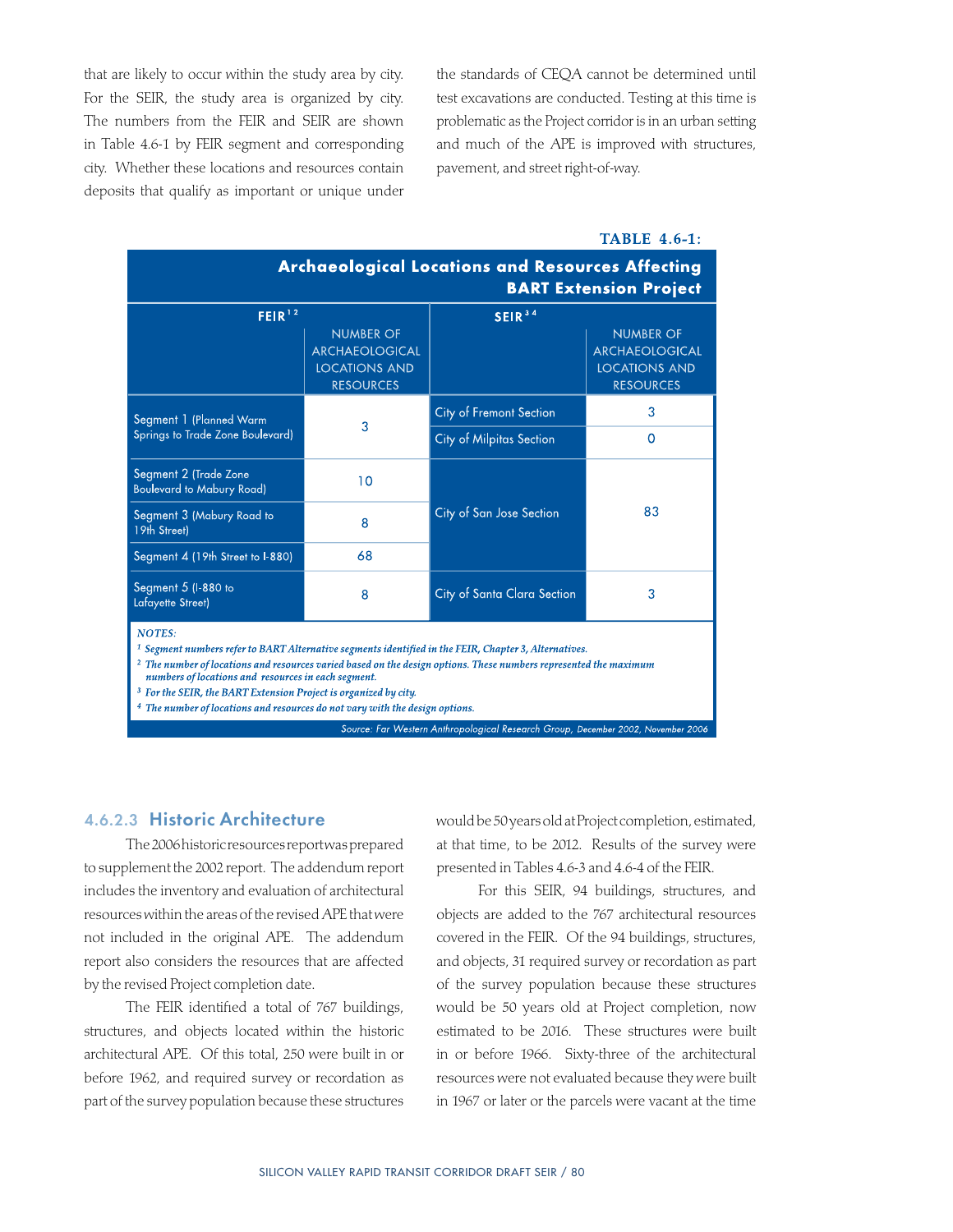that are likely to occur within the study area by city. For the SEIR, the study area is organized by city. The numbers from the FEIR and SEIR are shown in Table 4.6-1 by FEIR segment and corresponding city. Whether these locations and resources contain deposits that qualify as important or unique under the standards of CEQA cannot be determined until test excavations are conducted. Testing at this time is problematic as the Project corridor is in an urban setting and much of the APE is improved with structures, pavement, and street right-of-way.

**TABLE 4.6-1: Archaeological Locations and Resources Affecting BART Extension Project**

| FEIR[1,2] | Number of Archaeological Locations and Resources | SEIR[3,4] | Number of Archaeological Locations and Resources |
|---|---|---|---|
| Segment 1 (Planned Warm Springs to Trade Zone Boulevard) | 3 | City of Fremont Section | 3 |
| | | City of Milpitas Section | 0 |
| Segment 2 (Trade Zone Boulevard to Mabury Road) | 10 | City of San Jose Section | 83 |
| Segment 3 (Mabury Road to 19th Street) | 8 | | |
| Segment 4 (19th Street to I-880) | 68 | | |
| Segment 5 (I-880 to Lafayette Street) | 8 | City of Santa Clara Section | 3 |

*NOTES:*

*[1] Segment numbers refer to BART Alternative segments identified in the FEIR, Chapter 3, Alternatives.*

*[2] The number of locations and resources varied based on the design options. These numbers represented the maximum numbers of locations and resources in each segment.*

*[3] For the SEIR, the BART Extension Project is organized by city.*

*[4] The number of locations and resources do not vary with the design options.*

*Source: Far Western Anthropological Research Group, December 2002, November 2006*

### 4.6.2.3 Historic Architecture

The 2006 historic resources report was prepared to supplement the 2002 report. The addendum report includes the inventory and evaluation of architectural resources within the areas of the revised APE that were not included in the original APE. The addendum report also considers the resources that are affected by the revised Project completion date.

The FEIR identified a total of 767 buildings, structures, and objects located within the historic architectural APE. Of this total, 250 were built in or before 1962, and required survey or recordation as part of the survey population because these structures would be 50 years old at Project completion, estimated, at that time, to be 2012. Results of the survey were presented in Tables 4.6-3 and 4.6-4 of the FEIR.

For this SEIR, 94 buildings, structures, and objects are added to the 767 architectural resources covered in the FEIR. Of the 94 buildings, structures, and objects, 31 required survey or recordation as part of the survey population because these structures would be 50 years old at Project completion, now estimated to be 2016. These structures were built in or before 1966. Sixty-three of the architectural resources were not evaluated because they were built in 1967 or later or the parcels were vacant at the time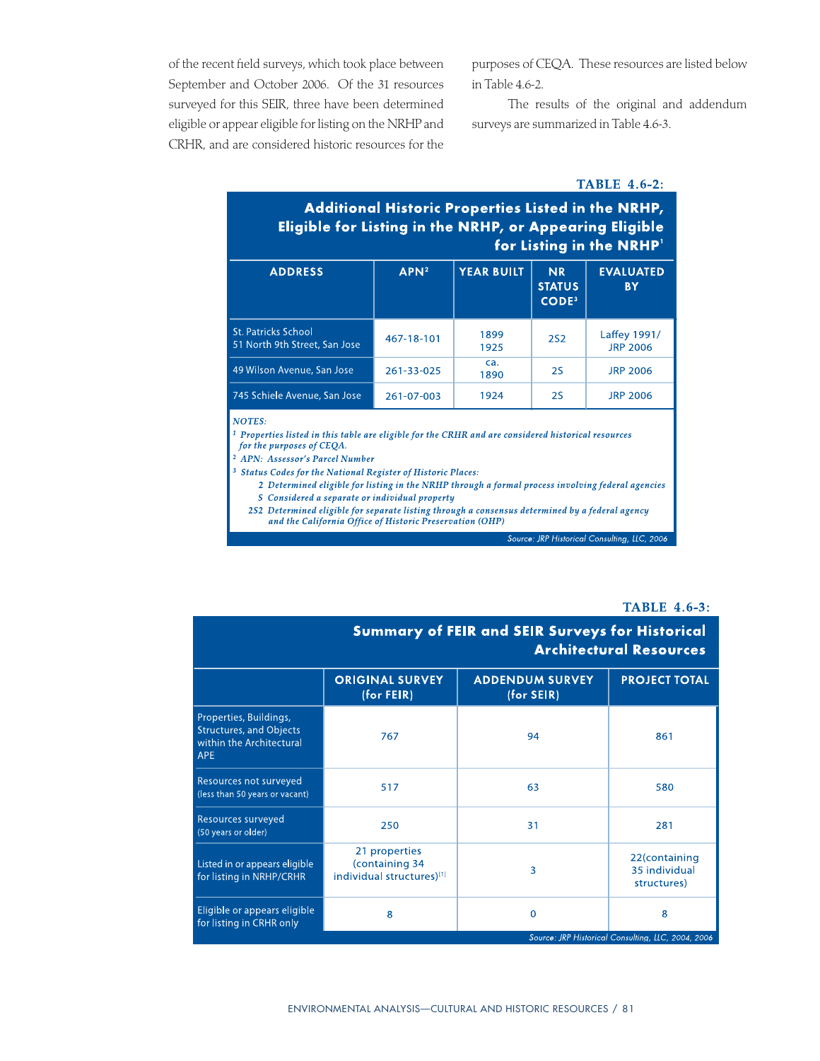of the recent field surveys, which took place between September and October 2006. Of the 31 resources surveyed for this SEIR, three have been determined eligible or appear eligible for listing on the NRHP and CRHR, and are considered historic resources for the purposes of CEQA. These resources are listed below in Table 4.6-2.

The results of the original and addendum surveys are summarized in Table 4.6-3.

**TABLE 4.6-2:**

**Additional Historic Properties Listed in the NRHP, Eligible for Listing in the NRHP, or Appearing Eligible for Listing in the NRHP**[1]

| ADDRESS | APN[2] | YEAR BUILT | NR STATUS CODE[3] | EVALUATED BY |
|---|---|---|---|---|
| St. Patricks School<br>51 North 9th Street, San Jose | 467-18-101 | 1899<br>1925 | 2S2 | Laffey 1991/<br>JRP 2006 |
| 49 Wilson Avenue, San Jose | 261-33-025 | ca.<br>1890 | 2S | JRP 2006 |
| 745 Schiele Avenue, San Jose | 261-07-003 | 1924 | 2S | JRP 2006 |

*NOTES:*

*[1] Properties listed in this table are eligible for the CRHR and are considered historical resources for the purposes of CEQA.*

*[2] APN: Assessor's Parcel Number*

*[3] Status Codes for the National Register of Historic Places:*

- *2 Determined eligible for listing in the NRHP through a formal process involving federal agencies*
- *S Considered a separate or individual property*
- *2S2 Determined eligible for separate listing through a consensus determined by a federal agency and the California Office of Historic Preservation (OHP)*

*Source: JRP Historical Consulting, LLC, 2006*

**TABLE 4.6-3:**

**Summary of FEIR and SEIR Surveys for Historical Architectural Resources**

| | ORIGINAL SURVEY (for FEIR) | ADDENDUM SURVEY (for SEIR) | PROJECT TOTAL |
|---|---|---|---|
| Properties, Buildings, Structures, and Objects within the Architectural APE | 767 | 94 | 861 |
| Resources not surveyed (less than 50 years or vacant) | 517 | 63 | 580 |
| Resources surveyed (50 years or older) | 250 | 31 | 281 |
| Listed in or appears eligible for listing in NRHP/CRHR | 21 properties (containing 34 individual structures)[1] | 3 | 22(containing 35 individual structures) |
| Eligible or appears eligible for listing in CRHR only | 8 | 0 | 8 |

*Source: JRP Historical Consulting, LLC, 2004, 2006*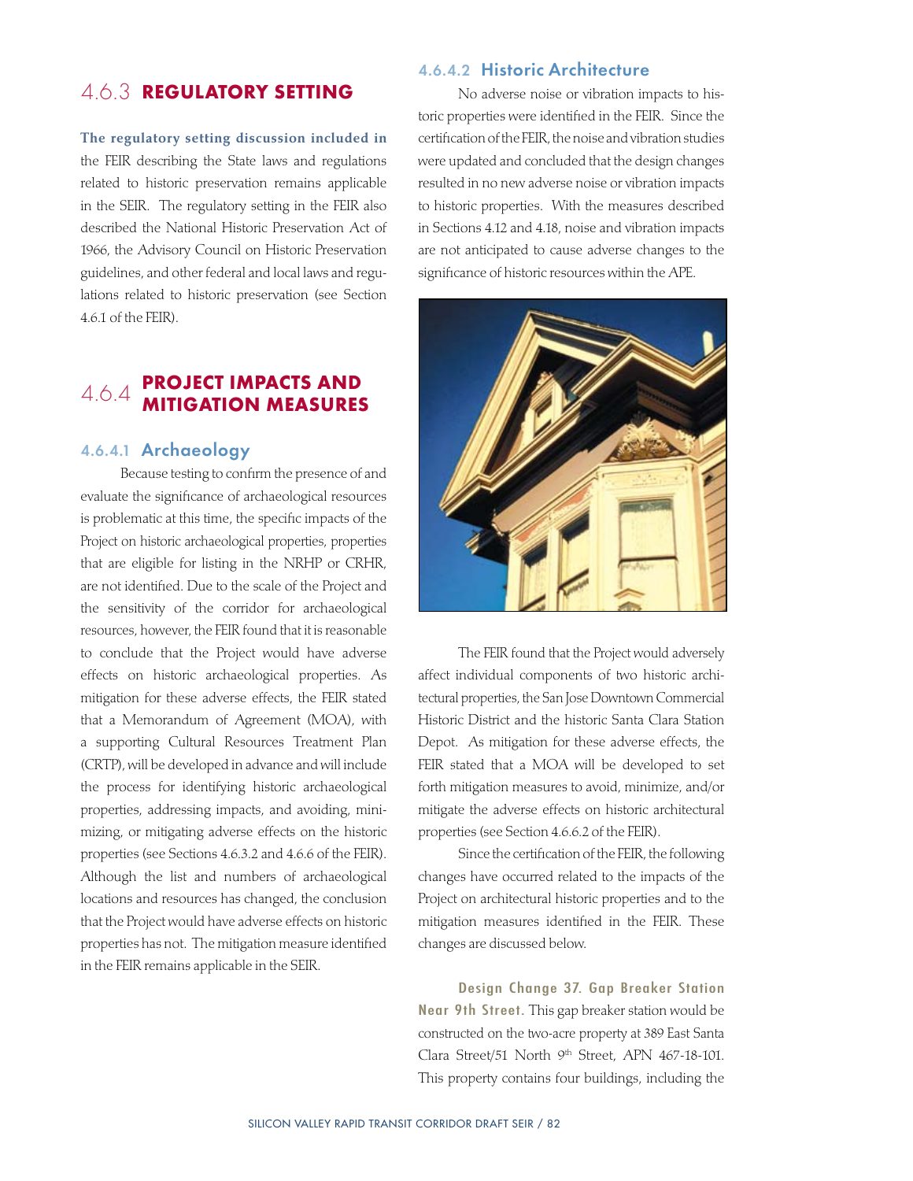## 4.6.3 REGULATORY SETTING

**The regulatory setting discussion included in** the FEIR describing the State laws and regulations related to historic preservation remains applicable in the SEIR. The regulatory setting in the FEIR also described the National Historic Preservation Act of 1966, the Advisory Council on Historic Preservation guidelines, and other federal and local laws and regulations related to historic preservation (see Section 4.6.1 of the FEIR).

## 4.6.4 PROJECT IMPACTS AND MITIGATION MEASURES

### 4.6.4.1 Archaeology

Because testing to confirm the presence of and evaluate the significance of archaeological resources is problematic at this time, the specific impacts of the Project on historic archaeological properties, properties that are eligible for listing in the NRHP or CRHR, are not identified. Due to the scale of the Project and the sensitivity of the corridor for archaeological resources, however, the FEIR found that it is reasonable to conclude that the Project would have adverse effects on historic archaeological properties. As mitigation for these adverse effects, the FEIR stated that a Memorandum of Agreement (MOA), with a supporting Cultural Resources Treatment Plan (CRTP), will be developed in advance and will include the process for identifying historic archaeological properties, addressing impacts, and avoiding, minimizing, or mitigating adverse effects on the historic properties (see Sections 4.6.3.2 and 4.6.6 of the FEIR). Although the list and numbers of archaeological locations and resources has changed, the conclusion that the Project would have adverse effects on historic properties has not. The mitigation measure identified in the FEIR remains applicable in the SEIR.

### 4.6.4.2 Historic Architecture

No adverse noise or vibration impacts to historic properties were identified in the FEIR. Since the certification of the FEIR, the noise and vibration studies were updated and concluded that the design changes resulted in no new adverse noise or vibration impacts to historic properties. With the measures described in Sections 4.12 and 4.18, noise and vibration impacts are not anticipated to cause adverse changes to the significance of historic resources within the APE.

The FEIR found that the Project would adversely affect individual components of two historic architectural properties, the San Jose Downtown Commercial Historic District and the historic Santa Clara Station Depot. As mitigation for these adverse effects, the FEIR stated that a MOA will be developed to set forth mitigation measures to avoid, minimize, and/or mitigate the adverse effects on historic architectural properties (see Section 4.6.6.2 of the FEIR).

Since the certification of the FEIR, the following changes have occurred related to the impacts of the Project on architectural historic properties and to the mitigation measures identified in the FEIR. These changes are discussed below.

**Design Change 37. Gap Breaker Station Near 9th Street.** This gap breaker station would be constructed on the two-acre property at 389 East Santa Clara Street/51 North 9th Street, APN 467-18-101. This property contains four buildings, including the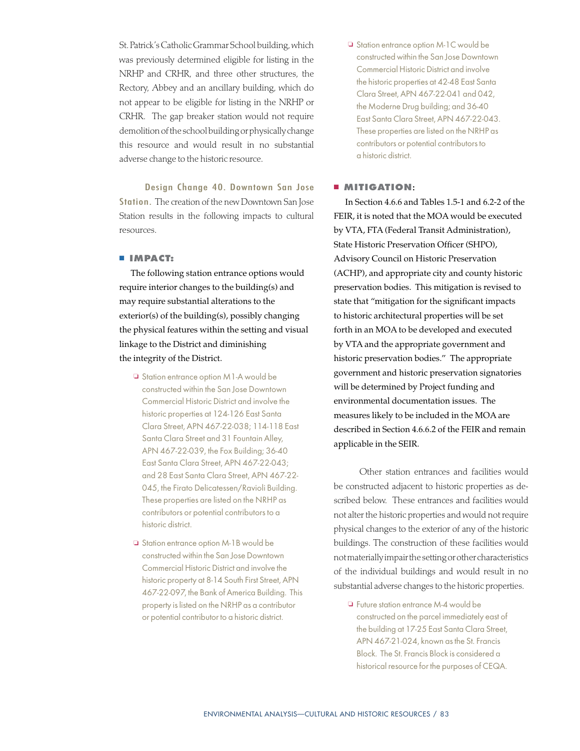St. Patrick's Catholic Grammar School building, which was previously determined eligible for listing in the NRHP and CRHR, and three other structures, the Rectory, Abbey and an ancillary building, which do not appear to be eligible for listing in the NRHP or CRHR. The gap breaker station would not require demolition of the school building or physically change this resource and would result in no substantial adverse change to the historic resource.

**Design Change 40. Downtown San Jose Station.** The creation of the new Downtown San Jose Station results in the following impacts to cultural resources.

## IMPACT:

The following station entrance options would require interior changes to the building(s) and may require substantial alterations to the exterior(s) of the building(s), possibly changing the physical features within the setting and visual linkage to the District and diminishing the integrity of the District.

- Station entrance option M1-A would be constructed within the San Jose Downtown Commercial Historic District and involve the historic properties at 124-126 East Santa Clara Street, APN 467-22-038; 114-118 East Santa Clara Street and 31 Fountain Alley, APN 467-22-039, the Fox Building; 36-40 East Santa Clara Street, APN 467-22-043; and 28 East Santa Clara Street, APN 467-22-045, the Firato Delicatessen/Ravioli Building. These properties are listed on the NRHP as contributors or potential contributors to a historic district.
- Station entrance option M-1B would be constructed within the San Jose Downtown Commercial Historic District and involve the historic property at 8-14 South First Street, APN 467-22-097, the Bank of America Building. This property is listed on the NRHP as a contributor or potential contributor to a historic district.
- Station entrance option M-1C would be constructed within the San Jose Downtown Commercial Historic District and involve the historic properties at 42-48 East Santa Clara Street, APN 467-22-041 and 042, the Moderne Drug building; and 36-40 East Santa Clara Street, APN 467-22-043. These properties are listed on the NRHP as contributors or potential contributors to a historic district.

## MITIGATION:

In Section 4.6.6 and Tables 1.5-1 and 6.2-2 of the FEIR, it is noted that the MOA would be executed by VTA, FTA (Federal Transit Administration), State Historic Preservation Officer (SHPO), Advisory Council on Historic Preservation (ACHP), and appropriate city and county historic preservation bodies. This mitigation is revised to state that "mitigation for the significant impacts to historic architectural properties will be set forth in an MOA to be developed and executed by VTA and the appropriate government and historic preservation bodies." The appropriate government and historic preservation signatories will be determined by Project funding and environmental documentation issues. The measures likely to be included in the MOA are described in Section 4.6.6.2 of the FEIR and remain applicable in the SEIR.

Other station entrances and facilities would be constructed adjacent to historic properties as described below. These entrances and facilities would not alter the historic properties and would not require physical changes to the exterior of any of the historic buildings. The construction of these facilities would not materially impair the setting or other characteristics of the individual buildings and would result in no substantial adverse changes to the historic properties.

- Future station entrance M-4 would be constructed on the parcel immediately east of the building at 17-25 East Santa Clara Street, APN 467-21-024, known as the St. Francis Block. The St. Francis Block is considered a historical resource for the purposes of CEQA.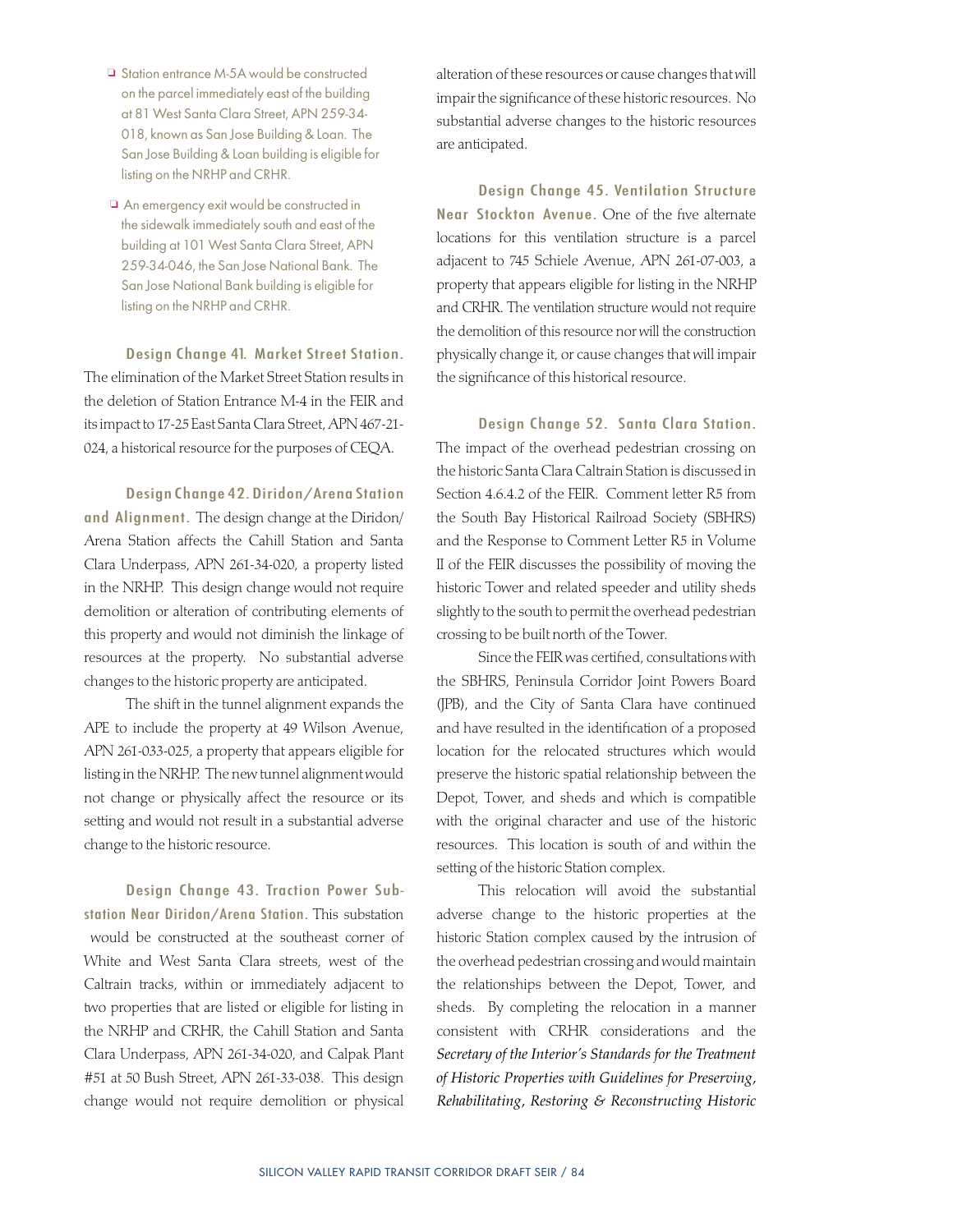- Station entrance M-5A would be constructed on the parcel immediately east of the building at 81 West Santa Clara Street, APN 259-34-018, known as San Jose Building & Loan. The San Jose Building & Loan building is eligible for listing on the NRHP and CRHR.
- An emergency exit would be constructed in the sidewalk immediately south and east of the building at 101 West Santa Clara Street, APN 259-34-046, the San Jose National Bank. The San Jose National Bank building is eligible for listing on the NRHP and CRHR.

**Design Change 41. Market Street Station.** The elimination of the Market Street Station results in the deletion of Station Entrance M-4 in the FEIR and its impact to 17-25 East Santa Clara Street, APN 467-21-024, a historical resource for the purposes of CEQA.

**Design Change 42. Diridon/Arena Station and Alignment.** The design change at the Diridon/Arena Station affects the Cahill Station and Santa Clara Underpass, APN 261-34-020, a property listed in the NRHP. This design change would not require demolition or alteration of contributing elements of this property and would not diminish the linkage of resources at the property. No substantial adverse changes to the historic property are anticipated.

The shift in the tunnel alignment expands the APE to include the property at 49 Wilson Avenue, APN 261-033-025, a property that appears eligible for listing in the NRHP. The new tunnel alignment would not change or physically affect the resource or its setting and would not result in a substantial adverse change to the historic resource.

**Design Change 43. Traction Power Substation Near Diridon/Arena Station.** This substation would be constructed at the southeast corner of White and West Santa Clara streets, west of the Caltrain tracks, within or immediately adjacent to two properties that are listed or eligible for listing in the NRHP and CRHR, the Cahill Station and Santa Clara Underpass, APN 261-34-020, and Calpak Plant #51 at 50 Bush Street, APN 261-33-038. This design change would not require demolition or physical alteration of these resources or cause changes that will impair the significance of these historic resources. No substantial adverse changes to the historic resources are anticipated.

**Design Change 45. Ventilation Structure Near Stockton Avenue.** One of the five alternate locations for this ventilation structure is a parcel adjacent to 745 Schiele Avenue, APN 261-07-003, a property that appears eligible for listing in the NRHP and CRHR. The ventilation structure would not require the demolition of this resource nor will the construction physically change it, or cause changes that will impair the significance of this historical resource.

**Design Change 52. Santa Clara Station.** The impact of the overhead pedestrian crossing on the historic Santa Clara Caltrain Station is discussed in Section 4.6.4.2 of the FEIR. Comment letter R5 from the South Bay Historical Railroad Society (SBHRS) and the Response to Comment Letter R5 in Volume II of the FEIR discusses the possibility of moving the historic Tower and related speeder and utility sheds slightly to the south to permit the overhead pedestrian crossing to be built north of the Tower.

Since the FEIR was certified, consultations with the SBHRS, Peninsula Corridor Joint Powers Board (JPB), and the City of Santa Clara have continued and have resulted in the identification of a proposed location for the relocated structures which would preserve the historic spatial relationship between the Depot, Tower, and sheds and which is compatible with the original character and use of the historic resources. This location is south of and within the setting of the historic Station complex.

This relocation will avoid the substantial adverse change to the historic properties at the historic Station complex caused by the intrusion of the overhead pedestrian crossing and would maintain the relationships between the Depot, Tower, and sheds. By completing the relocation in a manner consistent with CRHR considerations and the *Secretary of the Interior's Standards for the Treatment of Historic Properties with Guidelines for Preserving, Rehabilitating, Restoring & Reconstructing Historic*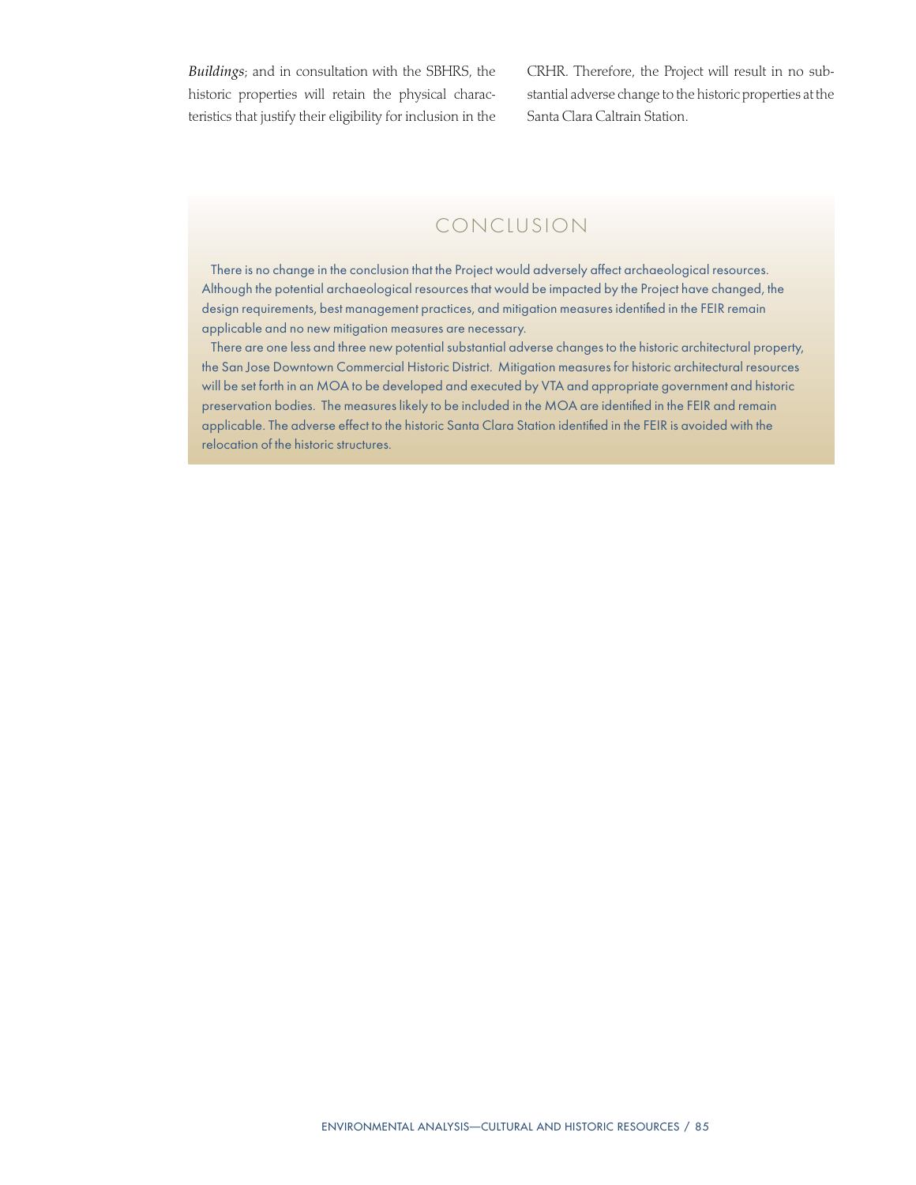*Buildings*; and in consultation with the SBHRS, the historic properties will retain the physical characteristics that justify their eligibility for inclusion in the CRHR. Therefore, the Project will result in no substantial adverse change to the historic properties at the Santa Clara Caltrain Station.

## CONCLUSION

There is no change in the conclusion that the Project would adversely affect archaeological resources. Although the potential archaeological resources that would be impacted by the Project have changed, the design requirements, best management practices, and mitigation measures identified in the FEIR remain applicable and no new mitigation measures are necessary.

There are one less and three new potential substantial adverse changes to the historic architectural property, the San Jose Downtown Commercial Historic District. Mitigation measures for historic architectural resources will be set forth in an MOA to be developed and executed by VTA and appropriate government and historic preservation bodies. The measures likely to be included in the MOA are identified in the FEIR and remain applicable. The adverse effect to the historic Santa Clara Station identified in the FEIR is avoided with the relocation of the historic structures.